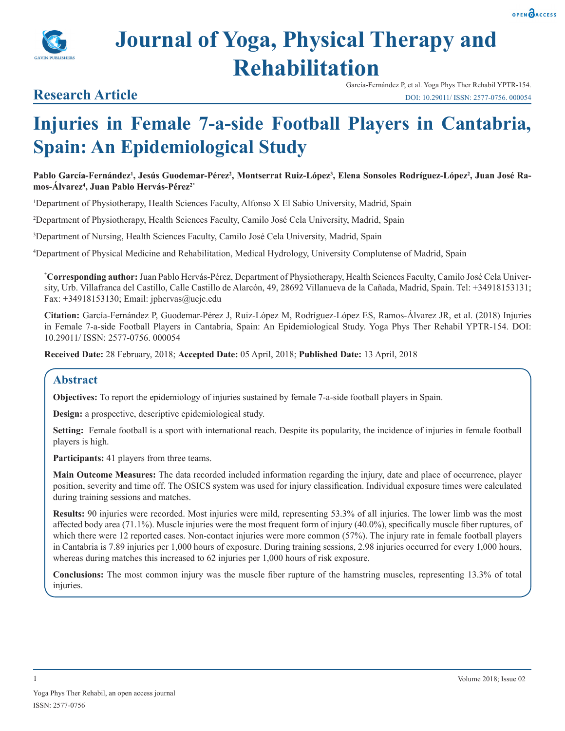# Journal of Yoga, Physical Therapy and Rehabilitation

## Research Article

García-Fernández P, et al. Yoga Phys Ther Rehabil YPTR-154.
DOI: 10.29011/ ISSN: 2577-0756. 000054

# Injuries in Female 7-a-side Football Players in Cantabria, Spain: An Epidemiological Study

**Pablo García-Fernández[1], Jesús Guodemar-Pérez[2], Montserrat Ruiz-López[3], Elena Sonsoles Rodríguez-López[2], Juan José Ramos-Álvarez[4], Juan Pablo Hervás-Pérez[2*]**

[1]Department of Physiotherapy, Health Sciences Faculty, Alfonso X El Sabio University, Madrid, Spain

[2]Department of Physiotherapy, Health Sciences Faculty, Camilo José Cela University, Madrid, Spain

[3]Department of Nursing, Health Sciences Faculty, Camilo José Cela University, Madrid, Spain

[4]Department of Physical Medicine and Rehabilitation, Medical Hydrology, University Complutense of Madrid, Spain

[*]**Corresponding author:** Juan Pablo Hervás-Pérez, Department of Physiotherapy, Health Sciences Faculty, Camilo José Cela University, Urb. Villafranca del Castillo, Calle Castillo de Alarcón, 49, 28692 Villanueva de la Cañada, Madrid, Spain. Tel: +34918153131; Fax: +34918153130; Email: jphervas@ucjc.edu

**Citation:** García-Fernández P, Guodemar-Pérez J, Ruiz-López M, Rodríguez-López ES, Ramos-Álvarez JR, et al. (2018) Injuries in Female 7-a-side Football Players in Cantabria, Spain: An Epidemiological Study. Yoga Phys Ther Rehabil YPTR-154. DOI: 10.29011/ ISSN: 2577-0756. 000054

**Received Date:** 28 February, 2018; **Accepted Date:** 05 April, 2018; **Published Date:** 13 April, 2018

## Abstract

**Objectives:** To report the epidemiology of injuries sustained by female 7-a-side football players in Spain.

**Design:** a prospective, descriptive epidemiological study.

**Setting:** Female football is a sport with international reach. Despite its popularity, the incidence of injuries in female football players is high.

**Participants:** 41 players from three teams.

**Main Outcome Measures:** The data recorded included information regarding the injury, date and place of occurrence, player position, severity and time off. The OSICS system was used for injury classification. Individual exposure times were calculated during training sessions and matches.

**Results:** 90 injuries were recorded. Most injuries were mild, representing 53.3% of all injuries. The lower limb was the most affected body area (71.1%). Muscle injuries were the most frequent form of injury (40.0%), specifically muscle fiber ruptures, of which there were 12 reported cases. Non-contact injuries were more common (57%). The injury rate in female football players in Cantabria is 7.89 injuries per 1,000 hours of exposure. During training sessions, 2.98 injuries occurred for every 1,000 hours, whereas during matches this increased to 62 injuries per 1,000 hours of risk exposure.

**Conclusions:** The most common injury was the muscle fiber rupture of the hamstring muscles, representing 13.3% of total injuries.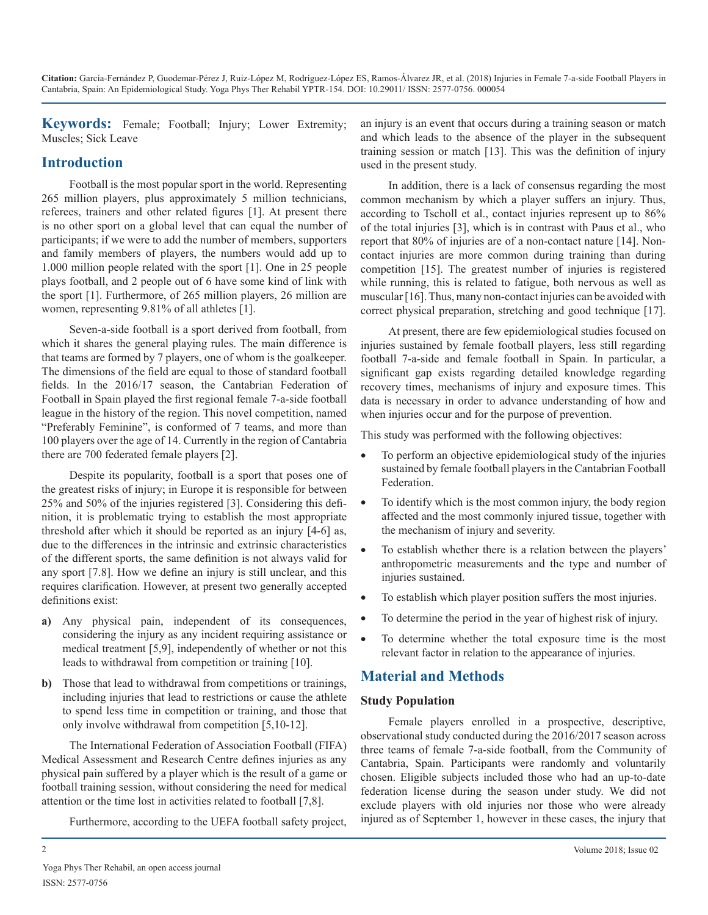**Keywords:** Female; Football; Injury; Lower Extremity; Muscles; Sick Leave

## Introduction

Football is the most popular sport in the world. Representing 265 million players, plus approximately 5 million technicians, referees, trainers and other related figures [1]. At present there is no other sport on a global level that can equal the number of participants; if we were to add the number of members, supporters and family members of players, the numbers would add up to 1.000 million people related with the sport [1]. One in 25 people plays football, and 2 people out of 6 have some kind of link with the sport [1]. Furthermore, of 265 million players, 26 million are women, representing 9.81% of all athletes [1].

Seven-a-side football is a sport derived from football, from which it shares the general playing rules. The main difference is that teams are formed by 7 players, one of whom is the goalkeeper. The dimensions of the field are equal to those of standard football fields. In the 2016/17 season, the Cantabrian Federation of Football in Spain played the first regional female 7-a-side football league in the history of the region. This novel competition, named "Preferably Feminine", is conformed of 7 teams, and more than 100 players over the age of 14. Currently in the region of Cantabria there are 700 federated female players [2].

Despite its popularity, football is a sport that poses one of the greatest risks of injury; in Europe it is responsible for between 25% and 50% of the injuries registered [3]. Considering this definition, it is problematic trying to establish the most appropriate threshold after which it should be reported as an injury [4-6] as, due to the differences in the intrinsic and extrinsic characteristics of the different sports, the same definition is not always valid for any sport [7.8]. How we define an injury is still unclear, and this requires clarification. However, at present two generally accepted definitions exist:

**a)** Any physical pain, independent of its consequences, considering the injury as any incident requiring assistance or medical treatment [5,9], independently of whether or not this leads to withdrawal from competition or training [10].

**b)** Those that lead to withdrawal from competitions or trainings, including injuries that lead to restrictions or cause the athlete to spend less time in competition or training, and those that only involve withdrawal from competition [5,10-12].

The International Federation of Association Football (FIFA) Medical Assessment and Research Centre defines injuries as any physical pain suffered by a player which is the result of a game or football training session, without considering the need for medical attention or the time lost in activities related to football [7,8].

Furthermore, according to the UEFA football safety project, an injury is an event that occurs during a training season or match and which leads to the absence of the player in the subsequent training session or match [13]. This was the definition of injury used in the present study.

In addition, there is a lack of consensus regarding the most common mechanism by which a player suffers an injury. Thus, according to Tscholl et al., contact injuries represent up to 86% of the total injuries [3], which is in contrast with Paus et al., who report that 80% of injuries are of a non-contact nature [14]. Non-contact injuries are more common during training than during competition [15]. The greatest number of injuries is registered while running, this is related to fatigue, both nervous as well as muscular [16]. Thus, many non-contact injuries can be avoided with correct physical preparation, stretching and good technique [17].

At present, there are few epidemiological studies focused on injuries sustained by female football players, less still regarding football 7-a-side and female football in Spain. In particular, a significant gap exists regarding detailed knowledge regarding recovery times, mechanisms of injury and exposure times. This data is necessary in order to advance understanding of how and when injuries occur and for the purpose of prevention.

This study was performed with the following objectives:

- To perform an objective epidemiological study of the injuries sustained by female football players in the Cantabrian Football Federation.
- To identify which is the most common injury, the body region affected and the most commonly injured tissue, together with the mechanism of injury and severity.
- To establish whether there is a relation between the players' anthropometric measurements and the type and number of injuries sustained.
- To establish which player position suffers the most injuries.
- To determine the period in the year of highest risk of injury.
- To determine whether the total exposure time is the most relevant factor in relation to the appearance of injuries.

## Material and Methods

### Study Population

Female players enrolled in a prospective, descriptive, observational study conducted during the 2016/2017 season across three teams of female 7-a-side football, from the Community of Cantabria, Spain. Participants were randomly and voluntarily chosen. Eligible subjects included those who had an up-to-date federation license during the season under study. We did not exclude players with old injuries nor those who were already injured as of September 1, however in these cases, the injury that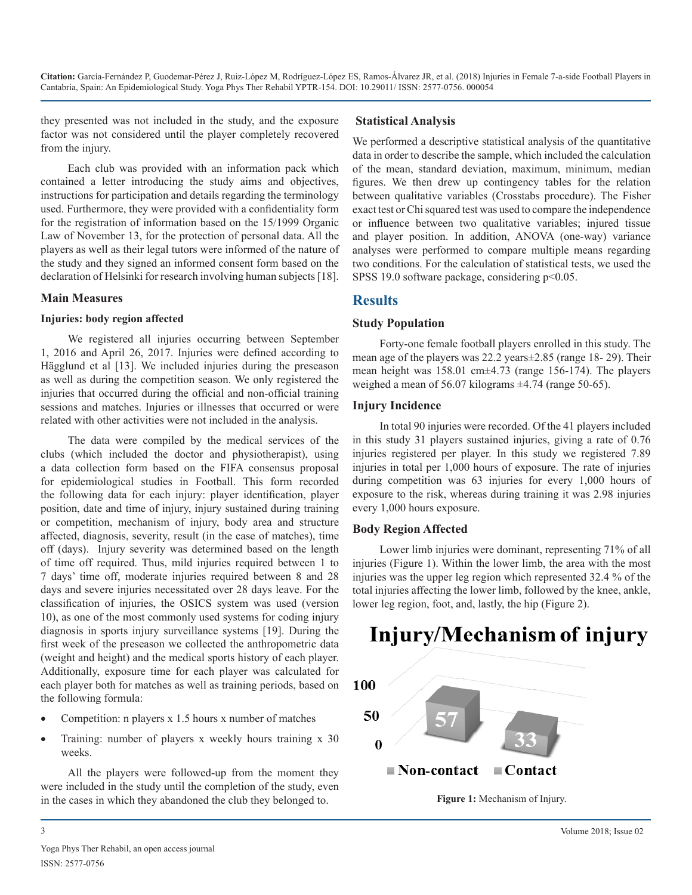they presented was not included in the study, and the exposure factor was not considered until the player completely recovered from the injury.

Each club was provided with an information pack which contained a letter introducing the study aims and objectives, instructions for participation and details regarding the terminology used. Furthermore, they were provided with a confidentiality form for the registration of information based on the 15/1999 Organic Law of November 13, for the protection of personal data. All the players as well as their legal tutors were informed of the nature of the study and they signed an informed consent form based on the declaration of Helsinki for research involving human subjects [18].

### Main Measures

#### Injuries: body region affected

We registered all injuries occurring between September 1, 2016 and April 26, 2017. Injuries were defined according to Hägglund et al [13]. We included injuries during the preseason as well as during the competition season. We only registered the injuries that occurred during the official and non-official training sessions and matches. Injuries or illnesses that occurred or were related with other activities were not included in the analysis.

The data were compiled by the medical services of the clubs (which included the doctor and physiotherapist), using a data collection form based on the FIFA consensus proposal for epidemiological studies in Football. This form recorded the following data for each injury: player identification, player position, date and time of injury, injury sustained during training or competition, mechanism of injury, body area and structure affected, diagnosis, severity, result (in the case of matches), time off (days). Injury severity was determined based on the length of time off required. Thus, mild injuries required between 1 to 7 days' time off, moderate injuries required between 8 and 28 days and severe injuries necessitated over 28 days leave. For the classification of injuries, the OSICS system was used (version 10), as one of the most commonly used systems for coding injury diagnosis in sports injury surveillance systems [19]. During the first week of the preseason we collected the anthropometric data (weight and height) and the medical sports history of each player. Additionally, exposure time for each player was calculated for each player both for matches as well as training periods, based on the following formula:

- Competition: n players x 1.5 hours x number of matches
- Training: number of players x weekly hours training x 30 weeks.

All the players were followed-up from the moment they were included in the study until the completion of the study, even in the cases in which they abandoned the club they belonged to.

### Statistical Analysis

We performed a descriptive statistical analysis of the quantitative data in order to describe the sample, which included the calculation of the mean, standard deviation, maximum, minimum, median figures. We then drew up contingency tables for the relation between qualitative variables (Crosstabs procedure). The Fisher exact test or Chi squared test was used to compare the independence or influence between two qualitative variables; injured tissue and player position. In addition, ANOVA (one-way) variance analyses were performed to compare multiple means regarding two conditions. For the calculation of statistical tests, we used the SPSS 19.0 software package, considering $p<0.05$.

## Results

### Study Population

Forty-one female football players enrolled in this study. The mean age of the players was 22.2 years±2.85 (range 18- 29). Their mean height was 158.01 cm±4.73 (range 156-174). The players weighed a mean of 56.07 kilograms ±4.74 (range 50-65).

### Injury Incidence

In total 90 injuries were recorded. Of the 41 players included in this study 31 players sustained injuries, giving a rate of 0.76 injuries registered per player. In this study we registered 7.89 injuries in total per 1,000 hours of exposure. The rate of injuries during competition was 63 injuries for every 1,000 hours of exposure to the risk, whereas during training it was 2.98 injuries every 1,000 hours exposure.

### Body Region Affected

Lower limb injuries were dominant, representing 71% of all injuries (Figure 1). Within the lower limb, the area with the most injuries was the upper leg region which represented 32.4 % of the total injuries affecting the lower limb, followed by the knee, ankle, lower leg region, foot, and, lastly, the hip (Figure 2).

**Injury/Mechanism of injury**

| | Non-contact | Contact |
|---|---|---|
| Injuries | 57 | 33 |

**Figure 1:** Mechanism of Injury.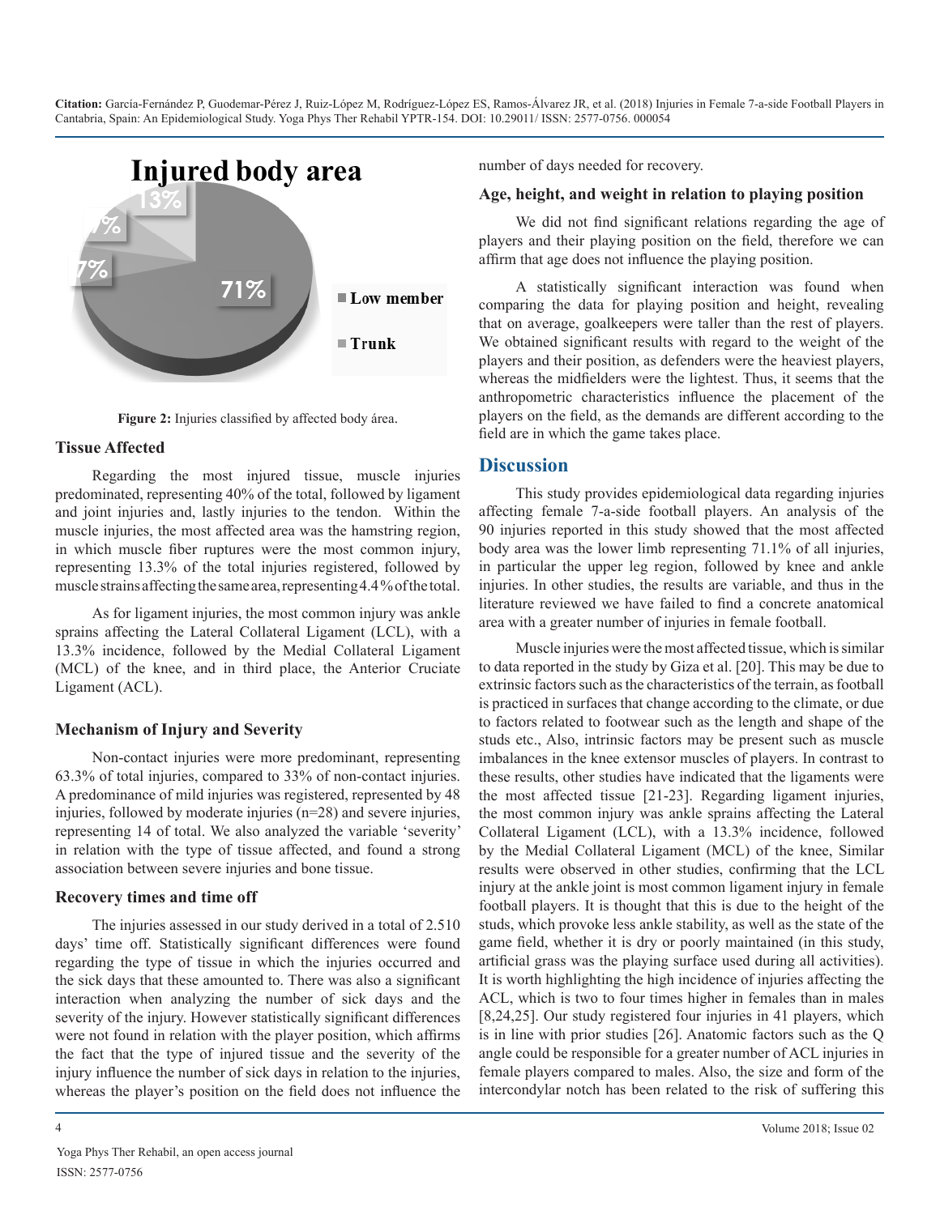Figure 2: Injuries classified by affected body área.

### Tissue Affected

Regarding the most injured tissue, muscle injuries predominated, representing 40% of the total, followed by ligament and joint injuries and, lastly injuries to the tendon. Within the muscle injuries, the most affected area was the hamstring region, in which muscle fiber ruptures were the most common injury, representing 13.3% of the total injuries registered, followed by muscle strains affecting the same area, representing 4.4% of the total.

As for ligament injuries, the most common injury was ankle sprains affecting the Lateral Collateral Ligament (LCL), with a 13.3% incidence, followed by the Medial Collateral Ligament (MCL) of the knee, and in third place, the Anterior Cruciate Ligament (ACL).

### Mechanism of Injury and Severity

Non-contact injuries were more predominant, representing 63.3% of total injuries, compared to 33% of non-contact injuries. A predominance of mild injuries was registered, represented by 48 injuries, followed by moderate injuries (n=28) and severe injuries, representing 14 of total. We also analyzed the variable 'severity' in relation with the type of tissue affected, and found a strong association between severe injuries and bone tissue.

### Recovery times and time off

The injuries assessed in our study derived in a total of 2.510 days' time off. Statistically significant differences were found regarding the type of tissue in which the injuries occurred and the sick days that these amounted to. There was also a significant interaction when analyzing the number of sick days and the severity of the injury. However statistically significant differences were not found in relation with the player position, which affirms the fact that the type of injured tissue and the severity of the injury influence the number of sick days in relation to the injuries, whereas the player's position on the field does not influence the number of days needed for recovery.

### Age, height, and weight in relation to playing position

We did not find significant relations regarding the age of players and their playing position on the field, therefore we can affirm that age does not influence the playing position.

A statistically significant interaction was found when comparing the data for playing position and height, revealing that on average, goalkeepers were taller than the rest of players. We obtained significant results with regard to the weight of the players and their position, as defenders were the heaviest players, whereas the midfielders were the lightest. Thus, it seems that the anthropometric characteristics influence the placement of the players on the field, as the demands are different according to the field are in which the game takes place.

## Discussion

This study provides epidemiological data regarding injuries affecting female 7-a-side football players. An analysis of the 90 injuries reported in this study showed that the most affected body area was the lower limb representing 71.1% of all injuries, in particular the upper leg region, followed by knee and ankle injuries. In other studies, the results are variable, and thus in the literature reviewed we have failed to find a concrete anatomical area with a greater number of injuries in female football.

Muscle injuries were the most affected tissue, which is similar to data reported in the study by Giza et al. [20]. This may be due to extrinsic factors such as the characteristics of the terrain, as football is practiced in surfaces that change according to the climate, or due to factors related to footwear such as the length and shape of the studs etc., Also, intrinsic factors may be present such as muscle imbalances in the knee extensor muscles of players. In contrast to these results, other studies have indicated that the ligaments were the most affected tissue [21-23]. Regarding ligament injuries, the most common injury was ankle sprains affecting the Lateral Collateral Ligament (LCL), with a 13.3% incidence, followed by the Medial Collateral Ligament (MCL) of the knee, Similar results were observed in other studies, confirming that the LCL injury at the ankle joint is most common ligament injury in female football players. It is thought that this is due to the height of the studs, which provoke less ankle stability, as well as the state of the game field, whether it is dry or poorly maintained (in this study, artificial grass was the playing surface used during all activities). It is worth highlighting the high incidence of injuries affecting the ACL, which is two to four times higher in females than in males [8,24,25]. Our study registered four injuries in 41 players, which is in line with prior studies [26]. Anatomic factors such as the Q angle could be responsible for a greater number of ACL injuries in female players compared to males. Also, the size and form of the intercondylar notch has been related to the risk of suffering this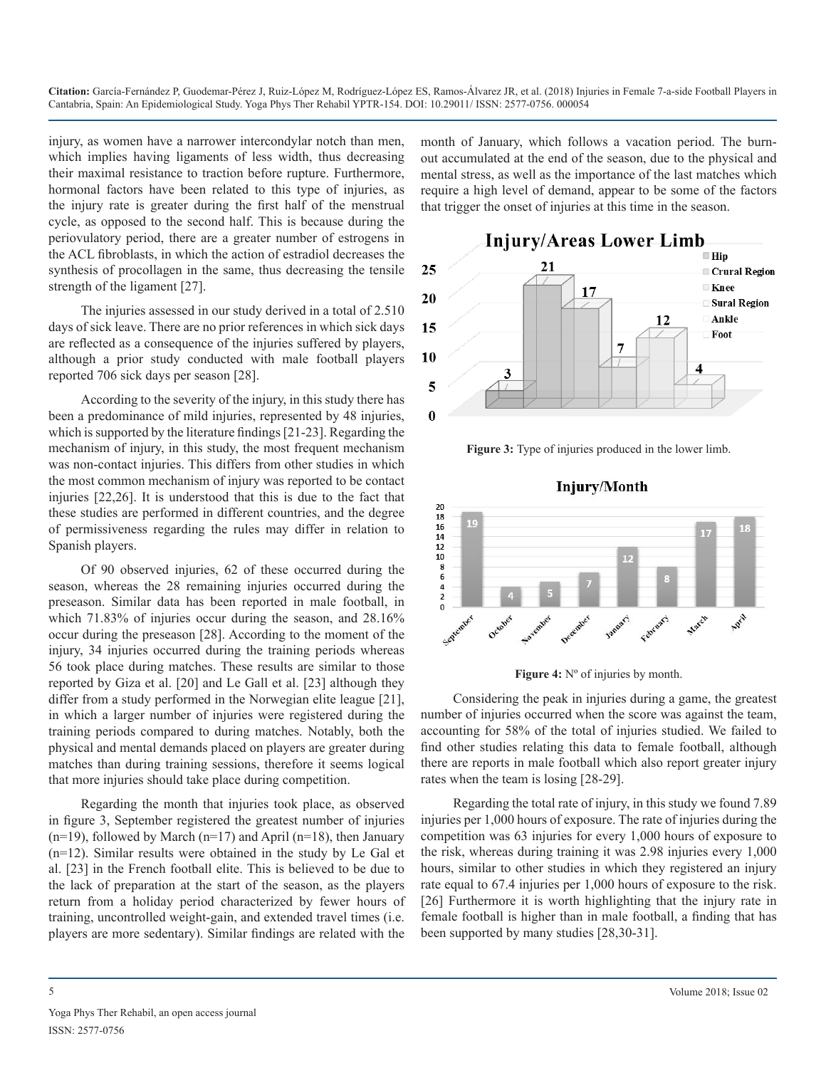injury, as women have a narrower intercondylar notch than men, which implies having ligaments of less width, thus decreasing their maximal resistance to traction before rupture. Furthermore, hormonal factors have been related to this type of injuries, as the injury rate is greater during the first half of the menstrual cycle, as opposed to the second half. This is because during the periovulatory period, there are a greater number of estrogens in the ACL fibroblasts, in which the action of estradiol decreases the synthesis of procollagen in the same, thus decreasing the tensile strength of the ligament [27].

The injuries assessed in our study derived in a total of 2.510 days of sick leave. There are no prior references in which sick days are reflected as a consequence of the injuries suffered by players, although a prior study conducted with male football players reported 706 sick days per season [28].

According to the severity of the injury, in this study there has been a predominance of mild injuries, represented by 48 injuries, which is supported by the literature findings [21-23]. Regarding the mechanism of injury, in this study, the most frequent mechanism was non-contact injuries. This differs from other studies in which the most common mechanism of injury was reported to be contact injuries [22,26]. It is understood that this is due to the fact that these studies are performed in different countries, and the degree of permissiveness regarding the rules may differ in relation to Spanish players.

Of 90 observed injuries, 62 of these occurred during the season, whereas the 28 remaining injuries occurred during the preseason. Similar data has been reported in male football, in which 71.83% of injuries occur during the season, and 28.16% occur during the preseason [28]. According to the moment of the injury, 34 injuries occurred during the training periods whereas 56 took place during matches. These results are similar to those reported by Giza et al. [20] and Le Gall et al. [23] although they differ from a study performed in the Norwegian elite league [21], in which a larger number of injuries were registered during the training periods compared to during matches. Notably, both the physical and mental demands placed on players are greater during matches than during training sessions, therefore it seems logical that more injuries should take place during competition.

Regarding the month that injuries took place, as observed in figure 3, September registered the greatest number of injuries (n=19), followed by March (n=17) and April (n=18), then January (n=12). Similar results were obtained in the study by Le Gal et al. [23] in the French football elite. This is believed to be due to the lack of preparation at the start of the season, as the players return from a holiday period characterized by fewer hours of training, uncontrolled weight-gain, and extended travel times (i.e. players are more sedentary). Similar findings are related with the month of January, which follows a vacation period. The burn-out accumulated at the end of the season, due to the physical and mental stress, as well as the importance of the last matches which require a high level of demand, appear to be some of the factors that trigger the onset of injuries at this time in the season.

**Injury/Areas Lower Limb**

| Hip | Crural Region | Knee | Sural Region | Ankle | Foot |
|---|---|---|---|---|---|
| 3 | 21 | 17 | 7 | 12 | 4 |

**Figure 3:** Type of injuries produced in the lower limb.

**Injury/Month**

| September | October | November | December | January | February | March | April |
|---|---|---|---|---|---|---|---|
| 19 | 4 | 5 | 7 | 12 | 8 | 17 | 18 |

**Figure 4:** Nº of injuries by month.

Considering the peak in injuries during a game, the greatest number of injuries occurred when the score was against the team, accounting for 58% of the total of injuries studied. We failed to find other studies relating this data to female football, although there are reports in male football which also report greater injury rates when the team is losing [28-29].

Regarding the total rate of injury, in this study we found 7.89 injuries per 1,000 hours of exposure. The rate of injuries during the competition was 63 injuries for every 1,000 hours of exposure to the risk, whereas during training it was 2.98 injuries every 1,000 hours, similar to other studies in which they registered an injury rate equal to 67.4 injuries per 1,000 hours of exposure to the risk. [26] Furthermore it is worth highlighting that the injury rate in female football is higher than in male football, a finding that has been supported by many studies [28,30-31].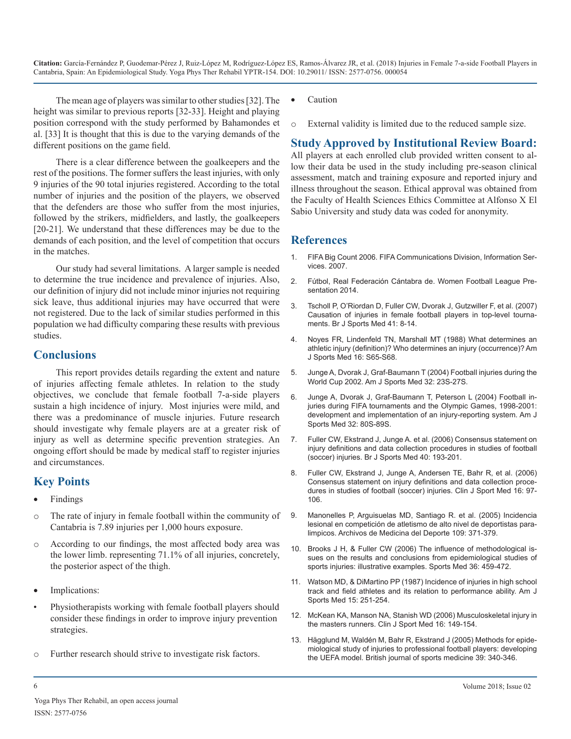The mean age of players was similar to other studies [32]. The height was similar to previous reports [32-33]. Height and playing position correspond with the study performed by Bahamondes et al. [33] It is thought that this is due to the varying demands of the different positions on the game field.

There is a clear difference between the goalkeepers and the rest of the positions. The former suffers the least injuries, with only 9 injuries of the 90 total injuries registered. According to the total number of injuries and the position of the players, we observed that the defenders are those who suffer from the most injuries, followed by the strikers, midfielders, and lastly, the goalkeepers [20-21]. We understand that these differences may be due to the demands of each position, and the level of competition that occurs in the matches.

Our study had several limitations. A larger sample is needed to determine the true incidence and prevalence of injuries. Also, our definition of injury did not include minor injuries not requiring sick leave, thus additional injuries may have occurred that were not registered. Due to the lack of similar studies performed in this population we had difficulty comparing these results with previous studies.

## Conclusions

This report provides details regarding the extent and nature of injuries affecting female athletes. In relation to the study objectives, we conclude that female football 7-a-side players sustain a high incidence of injury. Most injuries were mild, and there was a predominance of muscle injuries. Future research should investigate why female players are at a greater risk of injury as well as determine specific prevention strategies. An ongoing effort should be made by medical staff to register injuries and circumstances.

## Key Points

- Findings
  - The rate of injury in female football within the community of Cantabria is 7.89 injuries per 1,000 hours exposure.
  - According to our findings, the most affected body area was the lower limb. representing 71.1% of all injuries, concretely, the posterior aspect of the thigh.
- Implications:
  - Physiotherapists working with female football players should consider these findings in order to improve injury prevention strategies.
  - Further research should strive to investigate risk factors.
- Caution
  - External validity is limited due to the reduced sample size.

## Study Approved by Institutional Review Board:

All players at each enrolled club provided written consent to allow their data be used in the study including pre-season clinical assessment, match and training exposure and reported injury and illness throughout the season. Ethical approval was obtained from the Faculty of Health Sciences Ethics Committee at Alfonso X El Sabio University and study data was coded for anonymity.

## References

1. FIFA Big Count 2006. FIFA Communications Division, Information Services. 2007.
2. Fútbol, Real Federación Cántabra de. Women Football League Presentation 2014.
3. Tscholl P, O'Riordan D, Fuller CW, Dvorak J, Gutzwiller F, et al. (2007) Causation of injuries in female football players in top-level tournaments. Br J Sports Med 41: 8-14.
4. Noyes FR, Lindenfeld TN, Marshall MT (1988) What determines an athletic injury (definition)? Who determines an injury (occurrence)? Am J Sports Med 16: S65-S68.
5. Junge A, Dvorak J, Graf-Baumann T (2004) Football injuries during the World Cup 2002. Am J Sports Med 32: 23S-27S.
6. Junge A, Dvorak J, Graf-Baumann T, Peterson L (2004) Football injuries during FIFA tournaments and the Olympic Games, 1998-2001: development and implementation of an injury-reporting system. Am J Sports Med 32: 80S-89S.
7. Fuller CW, Ekstrand J, Junge A. et al. (2006) Consensus statement on injury definitions and data collection procedures in studies of football (soccer) injuries. Br J Sports Med 40: 193-201.
8. Fuller CW, Ekstrand J, Junge A, Andersen TE, Bahr R, et al. (2006) Consensus statement on injury definitions and data collection procedures in studies of football (soccer) injuries. Clin J Sport Med 16: 97-106.
9. Manonelles P, Arguisuelas MD, Santiago R. et al. (2005) Incidencia lesional en competición de atletismo de alto nivel de deportistas paralimpicos. Archivos de Medicina del Deporte 109: 371-379.
10. Brooks J H, & Fuller CW (2006) The influence of methodological issues on the results and conclusions from epidemiological studies of sports injuries: illustrative examples. Sports Med 36: 459-472.
11. Watson MD, & DiMartino PP (1987) Incidence of injuries in high school track and field athletes and its relation to performance ability. Am J Sports Med 15: 251-254.
12. McKean KA, Manson NA, Stanish WD (2006) Musculoskeletal injury in the masters runners. Clin J Sport Med 16: 149-154.
13. Hägglund M, Waldén M, Bahr R, Ekstrand J (2005) Methods for epidemiological study of injuries to professional football players: developing the UEFA model. British journal of sports medicine 39: 340-346.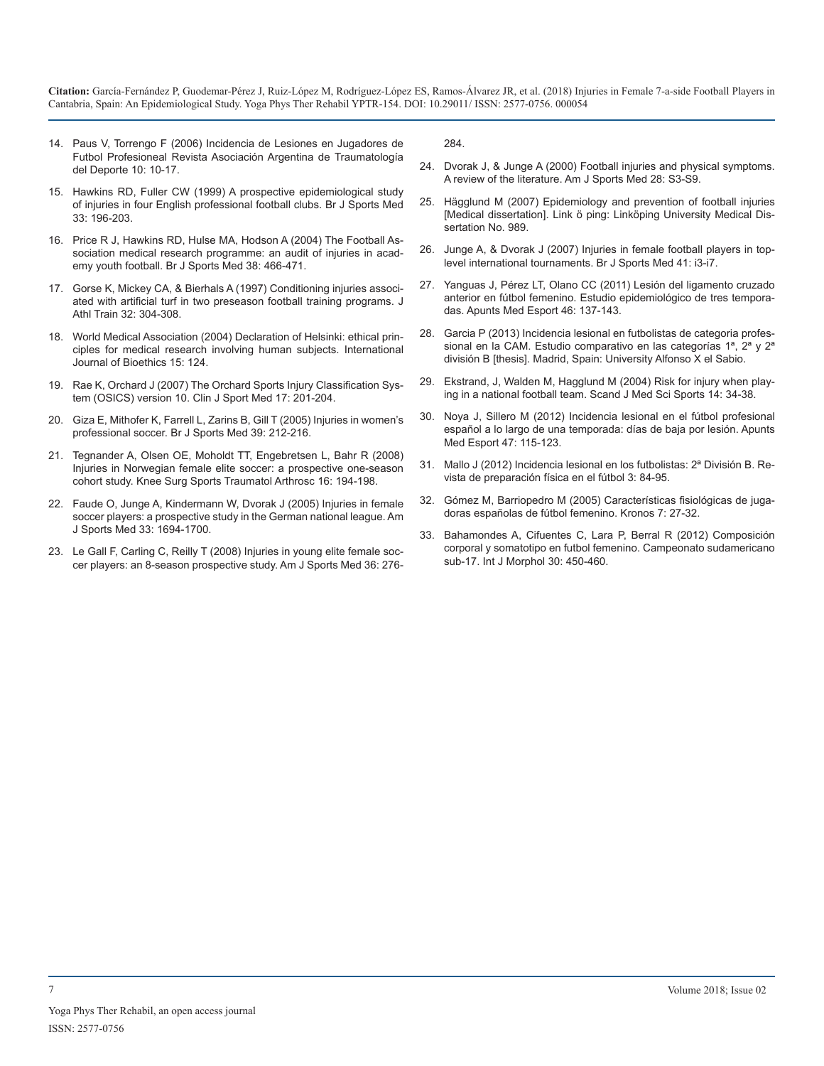14. Paus V, Torrengo F (2006) Incidencia de Lesiones en Jugadores de Futbol Profesioneal Revista Asociación Argentina de Traumatología del Deporte 10: 10-17.
15. Hawkins RD, Fuller CW (1999) A prospective epidemiological study of injuries in four English professional football clubs. Br J Sports Med 33: 196-203.
16. Price R J, Hawkins RD, Hulse MA, Hodson A (2004) The Football Association medical research programme: an audit of injuries in academy youth football. Br J Sports Med 38: 466-471.
17. Gorse K, Mickey CA, & Bierhals A (1997) Conditioning injuries associated with artificial turf in two preseason football training programs. J Athl Train 32: 304-308.
18. World Medical Association (2004) Declaration of Helsinki: ethical principles for medical research involving human subjects. International Journal of Bioethics 15: 124.
19. Rae K, Orchard J (2007) The Orchard Sports Injury Classification System (OSICS) version 10. Clin J Sport Med 17: 201-204.
20. Giza E, Mithofer K, Farrell L, Zarins B, Gill T (2005) Injuries in women's professional soccer. Br J Sports Med 39: 212-216.
21. Tegnander A, Olsen OE, Moholdt TT, Engebretsen L, Bahr R (2008) Injuries in Norwegian female elite soccer: a prospective one-season cohort study. Knee Surg Sports Traumatol Arthrosc 16: 194-198.
22. Faude O, Junge A, Kindermann W, Dvorak J (2005) Injuries in female soccer players: a prospective study in the German national league. Am J Sports Med 33: 1694-1700.
23. Le Gall F, Carling C, Reilly T (2008) Injuries in young elite female soccer players: an 8-season prospective study. Am J Sports Med 36: 276-284.
24. Dvorak J, & Junge A (2000) Football injuries and physical symptoms. A review of the literature. Am J Sports Med 28: S3-S9.
25. Hägglund M (2007) Epidemiology and prevention of football injuries [Medical dissertation]. Link ö ping: Linköping University Medical Dissertation No. 989.
26. Junge A, & Dvorak J (2007) Injuries in female football players in top-level international tournaments. Br J Sports Med 41: i3-i7.
27. Yanguas J, Pérez LT, Olano CC (2011) Lesión del ligamento cruzado anterior en fútbol femenino. Estudio epidemiológico de tres temporadas. Apunts Med Esport 46: 137-143.
28. Garcia P (2013) Incidencia lesional en futbolistas de categoria profesional en la CAM. Estudio comparativo en las categorías 1ª, 2ª y 2ª división B [thesis]. Madrid, Spain: University Alfonso X el Sabio.
29. Ekstrand, J, Walden M, Hagglund M (2004) Risk for injury when playing in a national football team. Scand J Med Sci Sports 14: 34-38.
30. Noya J, Sillero M (2012) Incidencia lesional en el fútbol profesional español a lo largo de una temporada: días de baja por lesión. Apunts Med Esport 47: 115-123.
31. Mallo J (2012) Incidencia lesional en los futbolistas: 2ª División B. Revista de preparación física en el fútbol 3: 84-95.
32. Gómez M, Barriopedro M (2005) Características fisiológicas de jugadoras españolas de fútbol femenino. Kronos 7: 27-32.
33. Bahamondes A, Cifuentes C, Lara P, Berral R (2012) Composición corporal y somatotipo en futbol femenino. Campeonato sudamericano sub-17. Int J Morphol 30: 450-460.